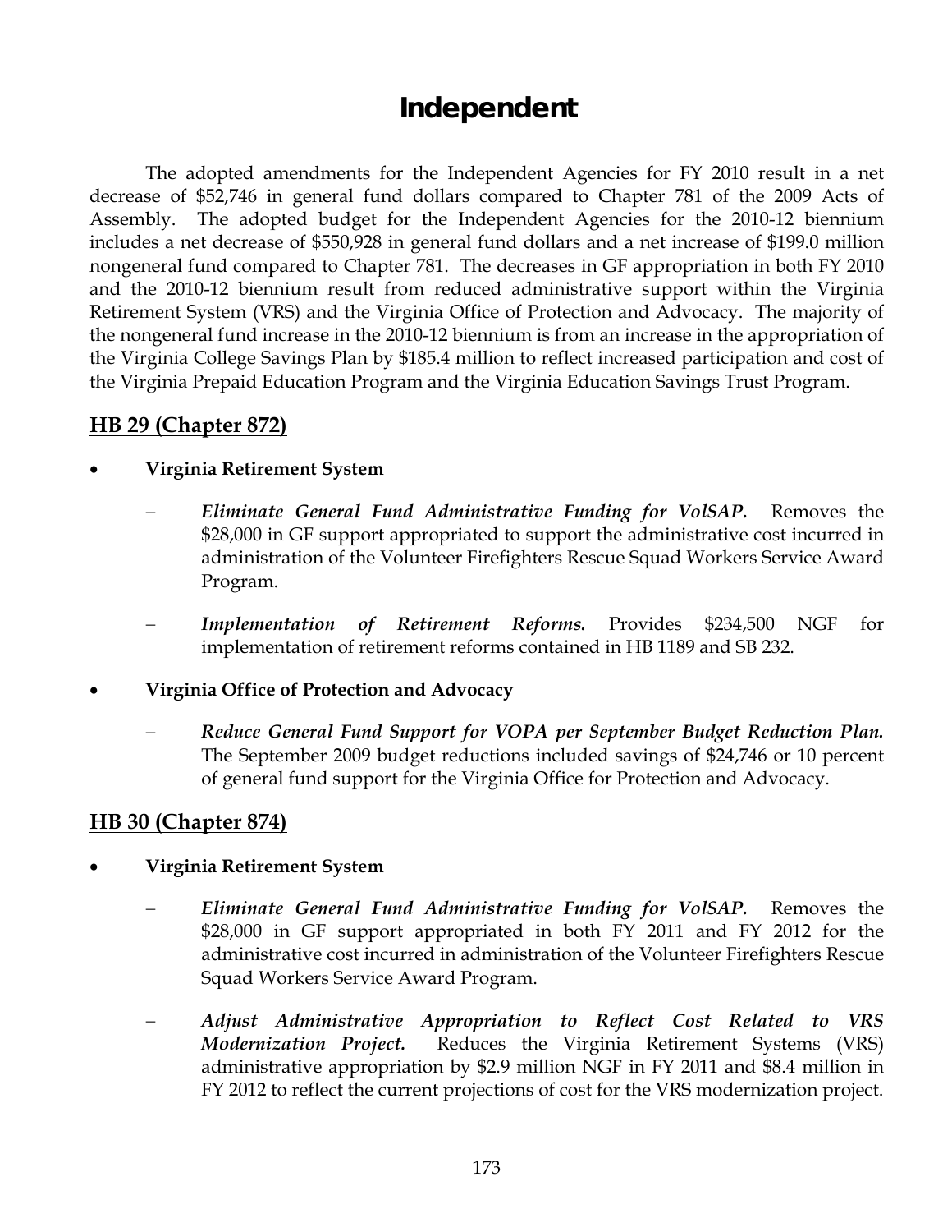# Independent

The adopted amendments for the Independent Agencies for FY 2010 result in a net decrease of $52,746 in general fund dollars compared to Chapter 781 of the 2009 Acts of Assembly. The adopted budget for the Independent Agencies for the 2010-12 biennium includes a net decrease of $550,928 in general fund dollars and a net increase of $199.0 million nongeneral fund compared to Chapter 781. The decreases in GF appropriation in both FY 2010 and the 2010-12 biennium result from reduced administrative support within the Virginia Retirement System (VRS) and the Virginia Office of Protection and Advocacy. The majority of the nongeneral fund increase in the 2010-12 biennium is from an increase in the appropriation of the Virginia College Savings Plan by $185.4 million to reflect increased participation and cost of the Virginia Prepaid Education Program and the Virginia Education Savings Trust Program.

## HB 29 (Chapter 872)

- **Virginia Retirement System**
  - ***Eliminate General Fund Administrative Funding for VolSAP.*** Removes the $28,000 in GF support appropriated to support the administrative cost incurred in administration of the Volunteer Firefighters Rescue Squad Workers Service Award Program.
  - ***Implementation of Retirement Reforms.*** Provides $234,500 NGF for implementation of retirement reforms contained in HB 1189 and SB 232.
- **Virginia Office of Protection and Advocacy**
  - ***Reduce General Fund Support for VOPA per September Budget Reduction Plan.*** The September 2009 budget reductions included savings of $24,746 or 10 percent of general fund support for the Virginia Office for Protection and Advocacy.

## HB 30 (Chapter 874)

- **Virginia Retirement System**
  - ***Eliminate General Fund Administrative Funding for VolSAP.*** Removes the $28,000 in GF support appropriated in both FY 2011 and FY 2012 for the administrative cost incurred in administration of the Volunteer Firefighters Rescue Squad Workers Service Award Program.
  - ***Adjust Administrative Appropriation to Reflect Cost Related to VRS Modernization Project.*** Reduces the Virginia Retirement Systems (VRS) administrative appropriation by $2.9 million NGF in FY 2011 and $8.4 million in FY 2012 to reflect the current projections of cost for the VRS modernization project.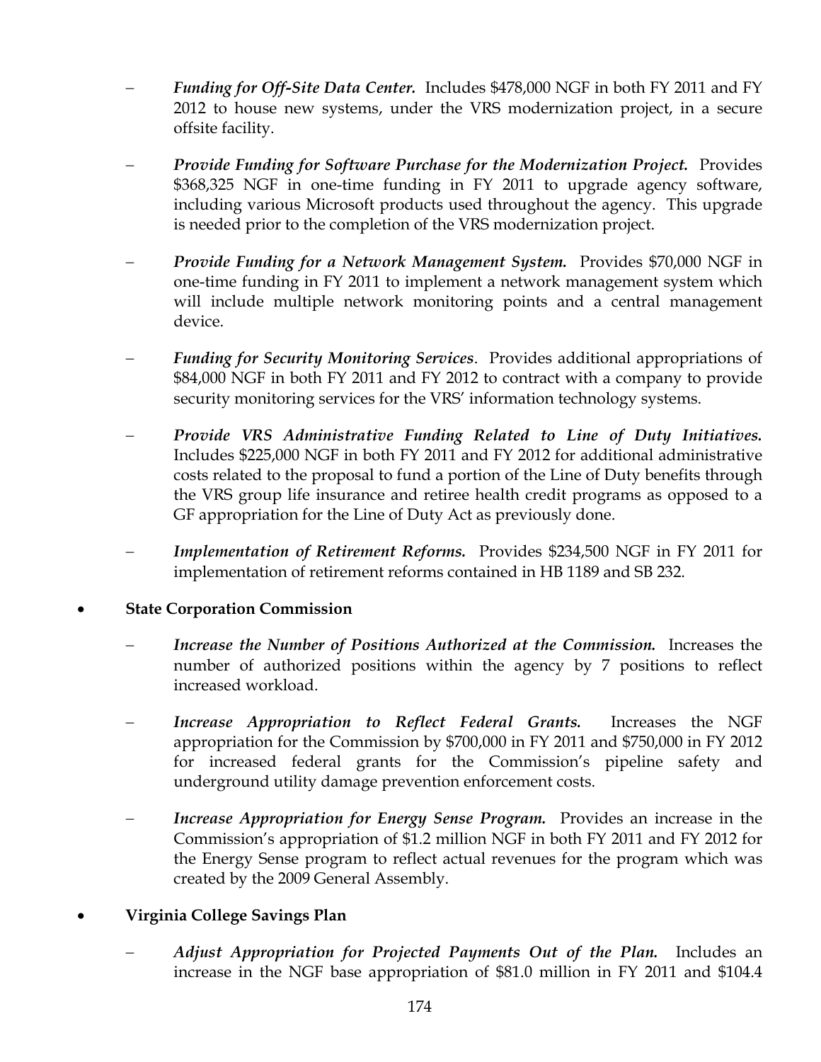- ***Funding for Off-Site Data Center.*** Includes $478,000 NGF in both FY 2011 and FY 2012 to house new systems, under the VRS modernization project, in a secure offsite facility.

- ***Provide Funding for Software Purchase for the Modernization Project.*** Provides $368,325 NGF in one-time funding in FY 2011 to upgrade agency software, including various Microsoft products used throughout the agency. This upgrade is needed prior to the completion of the VRS modernization project.

- ***Provide Funding for a Network Management System.*** Provides $70,000 NGF in one-time funding in FY 2011 to implement a network management system which will include multiple network monitoring points and a central management device.

- ***Funding for Security Monitoring Services***. Provides additional appropriations of $84,000 NGF in both FY 2011 and FY 2012 to contract with a company to provide security monitoring services for the VRS' information technology systems.

- ***Provide VRS Administrative Funding Related to Line of Duty Initiatives.*** Includes $225,000 NGF in both FY 2011 and FY 2012 for additional administrative costs related to the proposal to fund a portion of the Line of Duty benefits through the VRS group life insurance and retiree health credit programs as opposed to a GF appropriation for the Line of Duty Act as previously done.

- ***Implementation of Retirement Reforms.*** Provides $234,500 NGF in FY 2011 for implementation of retirement reforms contained in HB 1189 and SB 232.

- **State Corporation Commission**

  - ***Increase the Number of Positions Authorized at the Commission.*** Increases the number of authorized positions within the agency by 7 positions to reflect increased workload.

  - ***Increase Appropriation to Reflect Federal Grants.*** Increases the NGF appropriation for the Commission by $700,000 in FY 2011 and $750,000 in FY 2012 for increased federal grants for the Commission's pipeline safety and underground utility damage prevention enforcement costs.

  - ***Increase Appropriation for Energy Sense Program.*** Provides an increase in the Commission's appropriation of $1.2 million NGF in both FY 2011 and FY 2012 for the Energy Sense program to reflect actual revenues for the program which was created by the 2009 General Assembly.

- **Virginia College Savings Plan**

  - ***Adjust Appropriation for Projected Payments Out of the Plan.*** Includes an increase in the NGF base appropriation of $81.0 million in FY 2011 and $104.4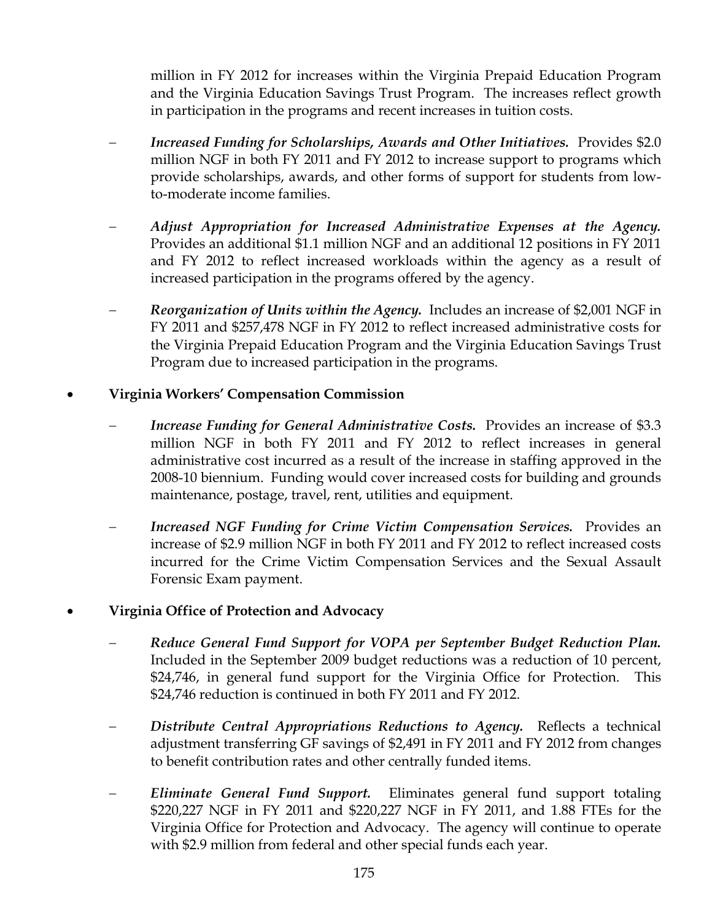million in FY 2012 for increases within the Virginia Prepaid Education Program and the Virginia Education Savings Trust Program. The increases reflect growth in participation in the programs and recent increases in tuition costs.

- ***Increased Funding for Scholarships, Awards and Other Initiatives.*** Provides $2.0 million NGF in both FY 2011 and FY 2012 to increase support to programs which provide scholarships, awards, and other forms of support for students from low-to-moderate income families.

- ***Adjust Appropriation for Increased Administrative Expenses at the Agency.*** Provides an additional $1.1 million NGF and an additional 12 positions in FY 2011 and FY 2012 to reflect increased workloads within the agency as a result of increased participation in the programs offered by the agency.

- ***Reorganization of Units within the Agency.*** Includes an increase of $2,001 NGF in FY 2011 and $257,478 NGF in FY 2012 to reflect increased administrative costs for the Virginia Prepaid Education Program and the Virginia Education Savings Trust Program due to increased participation in the programs.

- **Virginia Workers' Compensation Commission**

  - ***Increase Funding for General Administrative Costs.*** Provides an increase of $3.3 million NGF in both FY 2011 and FY 2012 to reflect increases in general administrative cost incurred as a result of the increase in staffing approved in the 2008-10 biennium. Funding would cover increased costs for building and grounds maintenance, postage, travel, rent, utilities and equipment.

  - ***Increased NGF Funding for Crime Victim Compensation Services.*** Provides an increase of $2.9 million NGF in both FY 2011 and FY 2012 to reflect increased costs incurred for the Crime Victim Compensation Services and the Sexual Assault Forensic Exam payment.

- **Virginia Office of Protection and Advocacy**

  - ***Reduce General Fund Support for VOPA per September Budget Reduction Plan.*** Included in the September 2009 budget reductions was a reduction of 10 percent, $24,746, in general fund support for the Virginia Office for Protection. This $24,746 reduction is continued in both FY 2011 and FY 2012.

  - ***Distribute Central Appropriations Reductions to Agency.*** Reflects a technical adjustment transferring GF savings of $2,491 in FY 2011 and FY 2012 from changes to benefit contribution rates and other centrally funded items.

  - ***Eliminate General Fund Support.*** Eliminates general fund support totaling $220,227 NGF in FY 2011 and $220,227 NGF in FY 2011, and 1.88 FTEs for the Virginia Office for Protection and Advocacy. The agency will continue to operate with $2.9 million from federal and other special funds each year.